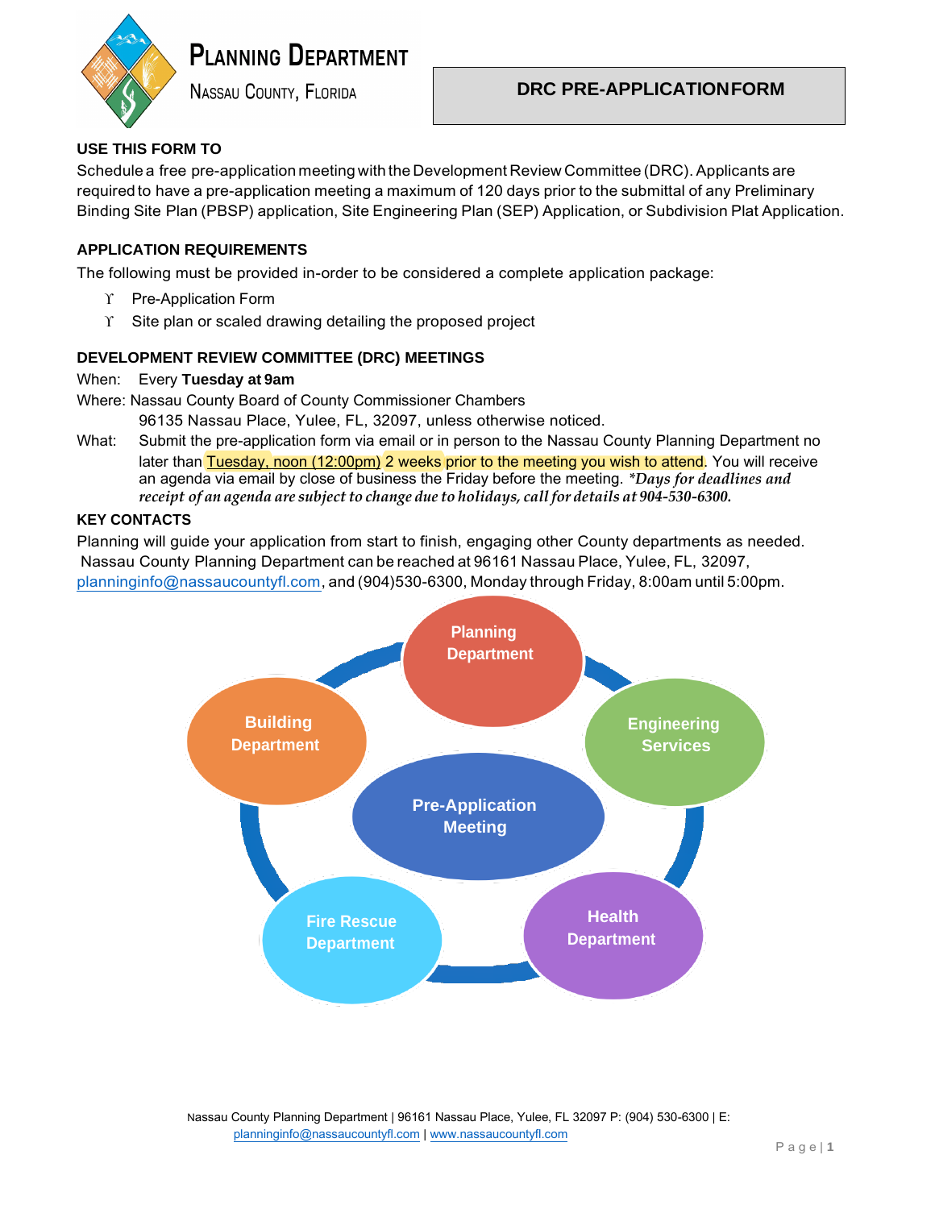# PLANNING DEPARTMENT

NASSAU COUNTY, FLORIDA

## DRC PRE-APPLICATION FORM

### USE THIS FORM TO

Schedule a free pre-application meeting with the Development Review Committee (DRC). Applicants are required to have a pre-application meeting a maximum of 120 days prior to the submittal of any Preliminary Binding Site Plan (PBSP) application, Site Engineering Plan (SEP) Application, or Subdivision Plat Application.

### APPLICATION REQUIREMENTS

The following must be provided in-order to be considered a complete application package:

- Pre-Application Form
- Site plan or scaled drawing detailing the proposed project

### DEVELOPMENT REVIEW COMMITTEE (DRC) MEETINGS

When: Every **Tuesday at 9am**

Where: Nassau County Board of County Commissioner Chambers
96135 Nassau Place, Yulee, FL, 32097, unless otherwise noticed.

What: Submit the pre-application form via email or in person to the Nassau County Planning Department no later than Tuesday, noon (12:00pm) 2 weeks prior to the meeting you wish to attend. You will receive an agenda via email by close of business the Friday before the meeting. ***Days for deadlines and receipt of an agenda are subject to change due to holidays, call for details at 904-530-6300.***

### KEY CONTACTS

Planning will guide your application from start to finish, engaging other County departments as needed. Nassau County Planning Department can be reached at 96161 Nassau Place, Yulee, FL, 32097, planninginfo@nassaucountyfl.com, and (904)530-6300, Monday through Friday, 8:00am until 5:00pm.

Planning Department

Engineering Services

Health Department

Fire Rescue Department

Building Department

Pre-Application Meeting

Nassau County Planning Department | 96161 Nassau Place, Yulee, FL 32097 P: (904) 530-6300 | E: planninginfo@nassaucountyfl.com | www.nassaucountyfl.com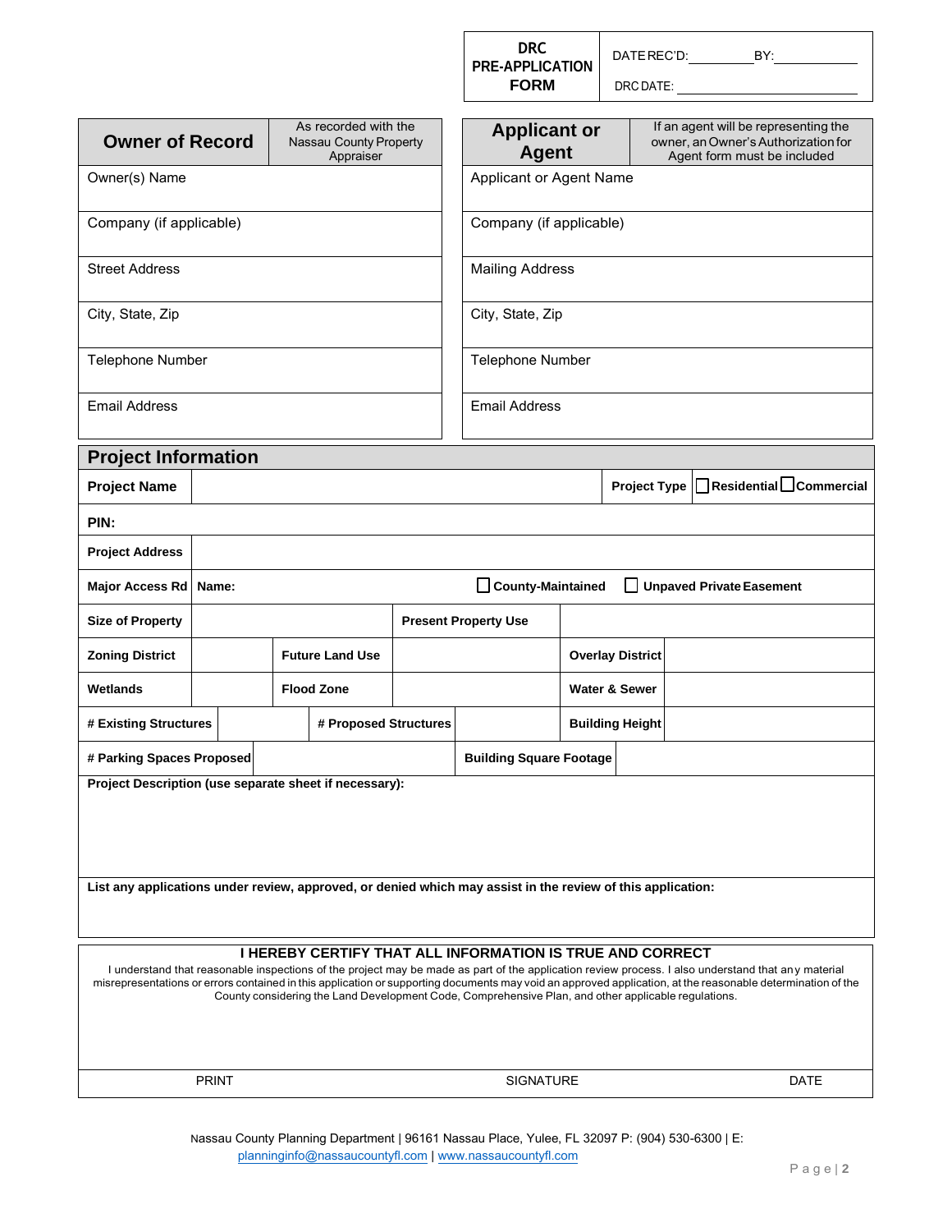| DRC PRE-APPLICATION FORM | DATE REC'D: \_\_\_\_\_\_\_\_ BY: \_\_\_\_\_\_\_\_ |
|---|---|
| | DRC DATE: \_\_\_\_\_\_\_\_ |

| **Owner of Record** | As recorded with the Nassau County Property Appraiser |
|---|---|
| Owner(s) Name | |
| Company (if applicable) | |
| Street Address | |
| City, State, Zip | |
| Telephone Number | |
| Email Address | |

| **Applicant or Agent** | If an agent will be representing the owner, an Owner's Authorization for Agent form must be included |
|---|---|
| Applicant or Agent Name | |
| Company (if applicable) | |
| Mailing Address | |
| City, State, Zip | |
| Telephone Number | |
| Email Address | |

## Project Information

| | | | | | |
|---|---|---|---|---|---|
| **Project Name** | | | | **Project Type** | ☐ **Residential** ☐ **Commercial** |
| **PIN:** | | | | | |
| **Project Address** | | | | | |
| **Major Access Rd** | **Name:** | | ☐ **County-Maintained** | ☐ **Unpaved Private Easement** | |
| **Size of Property** | | **Present Property Use** | | | |
| **Zoning District** | | **Future Land Use** | | **Overlay District** | |
| **Wetlands** | | **Flood Zone** | | **Water & Sewer** | |
| **# Existing Structures** | | **# Proposed Structures** | | **Building Height** | |
| **# Parking Spaces Proposed** | | **Building Square Footage** | | | |

**Project Description (use separate sheet if necessary):**

**List any applications under review, approved, or denied which may assist in the review of this application:**

**I HEREBY CERTIFY THAT ALL INFORMATION IS TRUE AND CORRECT**

I understand that reasonable inspections of the project may be made as part of the application review process. I also understand that any material misrepresentations or errors contained in this application or supporting documents may void an approved application, at the reasonable determination of the County considering the Land Development Code, Comprehensive Plan, and other applicable regulations.

| PRINT | SIGNATURE | DATE |
|---|---|---|

Nassau County Planning Department | 96161 Nassau Place, Yulee, FL 32097 P: (904) 530-6300 | E: planninginfo@nassaucountyfl.com | www.nassaucountyfl.com